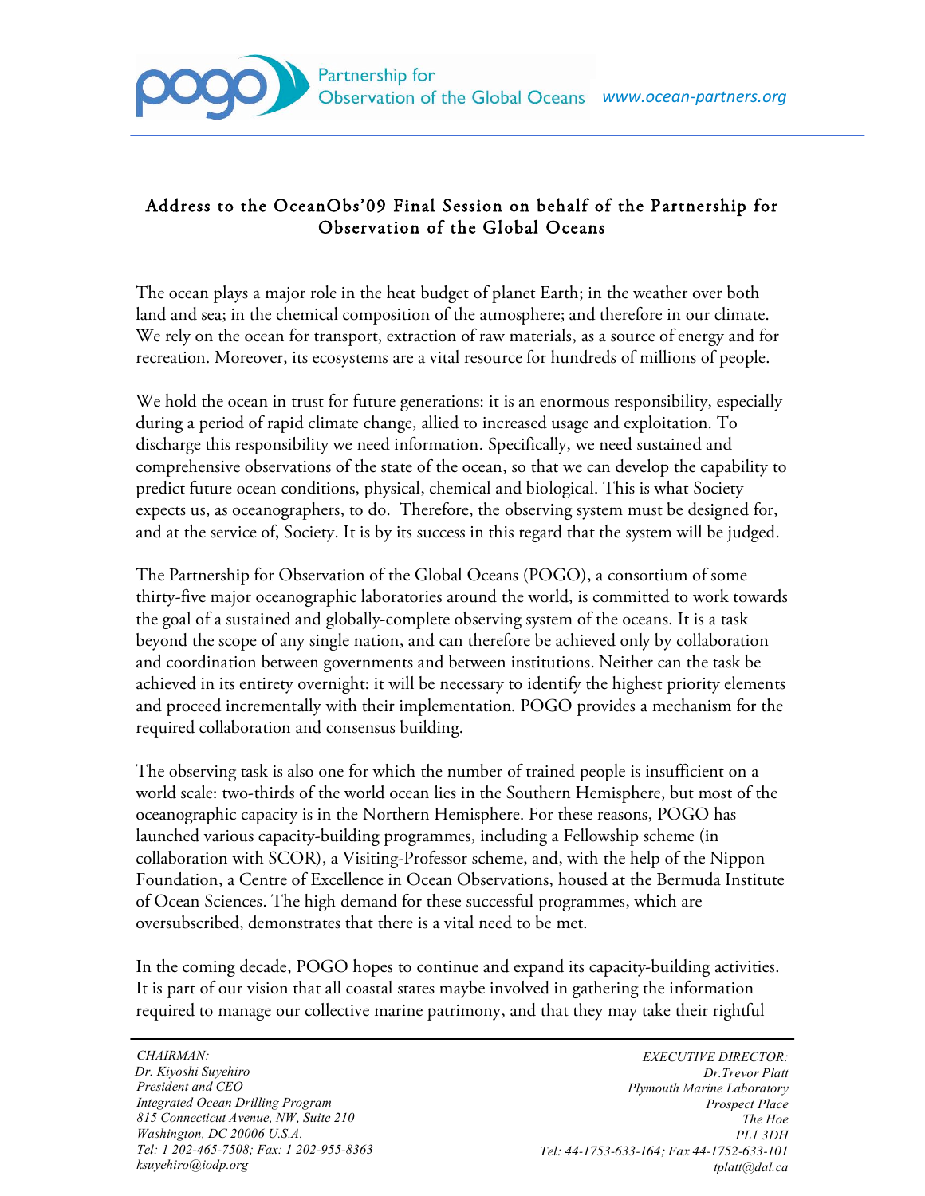Partnership for Observation of the Global Oceans www.ocean-partners.org

# Address to the OceanObs'09 Final Session on behalf of the Partnership for Observation of the Global Oceans

The ocean plays a major role in the heat budget of planet Earth; in the weather over both land and sea; in the chemical composition of the atmosphere; and therefore in our climate. We rely on the ocean for transport, extraction of raw materials, as a source of energy and for recreation. Moreover, its ecosystems are a vital resource for hundreds of millions of people.

We hold the ocean in trust for future generations: it is an enormous responsibility, especially during a period of rapid climate change, allied to increased usage and exploitation. To discharge this responsibility we need information. Specifically, we need sustained and comprehensive observations of the state of the ocean, so that we can develop the capability to predict future ocean conditions, physical, chemical and biological. This is what Society expects us, as oceanographers, to do. Therefore, the observing system must be designed for, and at the service of, Society. It is by its success in this regard that the system will be judged.

The Partnership for Observation of the Global Oceans (POGO), a consortium of some thirty-five major oceanographic laboratories around the world, is committed to work towards the goal of a sustained and globally-complete observing system of the oceans. It is a task beyond the scope of any single nation, and can therefore be achieved only by collaboration and coordination between governments and between institutions. Neither can the task be achieved in its entirety overnight: it will be necessary to identify the highest priority elements and proceed incrementally with their implementation. POGO provides a mechanism for the required collaboration and consensus building.

The observing task is also one for which the number of trained people is insufficient on a world scale: two-thirds of the world ocean lies in the Southern Hemisphere, but most of the oceanographic capacity is in the Northern Hemisphere. For these reasons, POGO has launched various capacity-building programmes, including a Fellowship scheme (in collaboration with SCOR), a Visiting-Professor scheme, and, with the help of the Nippon Foundation, a Centre of Excellence in Ocean Observations, housed at the Bermuda Institute of Ocean Sciences. The high demand for these successful programmes, which are oversubscribed, demonstrates that there is a vital need to be met.

In the coming decade, POGO hopes to continue and expand its capacity-building activities. It is part of our vision that all coastal states maybe involved in gathering the information required to manage our collective marine patrimony, and that they may take their rightful

*CHAIRMAN:*
*Dr. Kiyoshi Suyehiro*
*President and CEO*
*Integrated Ocean Drilling Program*
*815 Connecticut Avenue, NW, Suite 210*
*Washington, DC 20006 U.S.A.*
*Tel: 1 202-465-7508; Fax: 1 202-955-8363*
*ksuyehiro@iodp.org*

*EXECUTIVE DIRECTOR:*
*Dr.Trevor Platt*
*Plymouth Marine Laboratory*
*Prospect Place*
*The Hoe*
*PL1 3DH*
*Tel: 44-1753-633-164; Fax 44-1752-633-101*
*tplatt@dal.ca*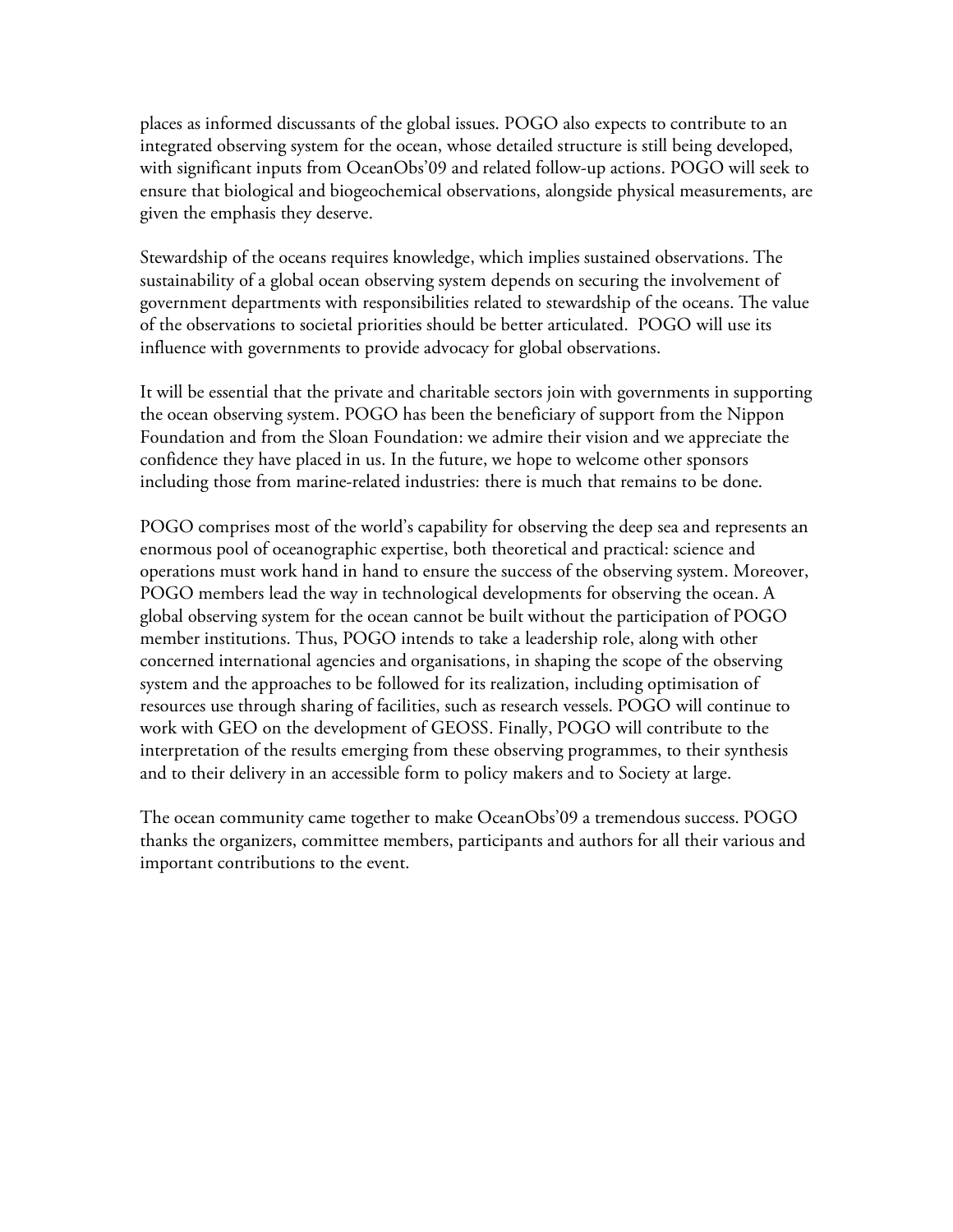places as informed discussants of the global issues. POGO also expects to contribute to an integrated observing system for the ocean, whose detailed structure is still being developed, with significant inputs from OceanObs'09 and related follow-up actions. POGO will seek to ensure that biological and biogeochemical observations, alongside physical measurements, are given the emphasis they deserve.

Stewardship of the oceans requires knowledge, which implies sustained observations. The sustainability of a global ocean observing system depends on securing the involvement of government departments with responsibilities related to stewardship of the oceans. The value of the observations to societal priorities should be better articulated. POGO will use its influence with governments to provide advocacy for global observations.

It will be essential that the private and charitable sectors join with governments in supporting the ocean observing system. POGO has been the beneficiary of support from the Nippon Foundation and from the Sloan Foundation: we admire their vision and we appreciate the confidence they have placed in us. In the future, we hope to welcome other sponsors including those from marine-related industries: there is much that remains to be done.

POGO comprises most of the world's capability for observing the deep sea and represents an enormous pool of oceanographic expertise, both theoretical and practical: science and operations must work hand in hand to ensure the success of the observing system. Moreover, POGO members lead the way in technological developments for observing the ocean. A global observing system for the ocean cannot be built without the participation of POGO member institutions. Thus, POGO intends to take a leadership role, along with other concerned international agencies and organisations, in shaping the scope of the observing system and the approaches to be followed for its realization, including optimisation of resources use through sharing of facilities, such as research vessels. POGO will continue to work with GEO on the development of GEOSS. Finally, POGO will contribute to the interpretation of the results emerging from these observing programmes, to their synthesis and to their delivery in an accessible form to policy makers and to Society at large.

The ocean community came together to make OceanObs'09 a tremendous success. POGO thanks the organizers, committee members, participants and authors for all their various and important contributions to the event.